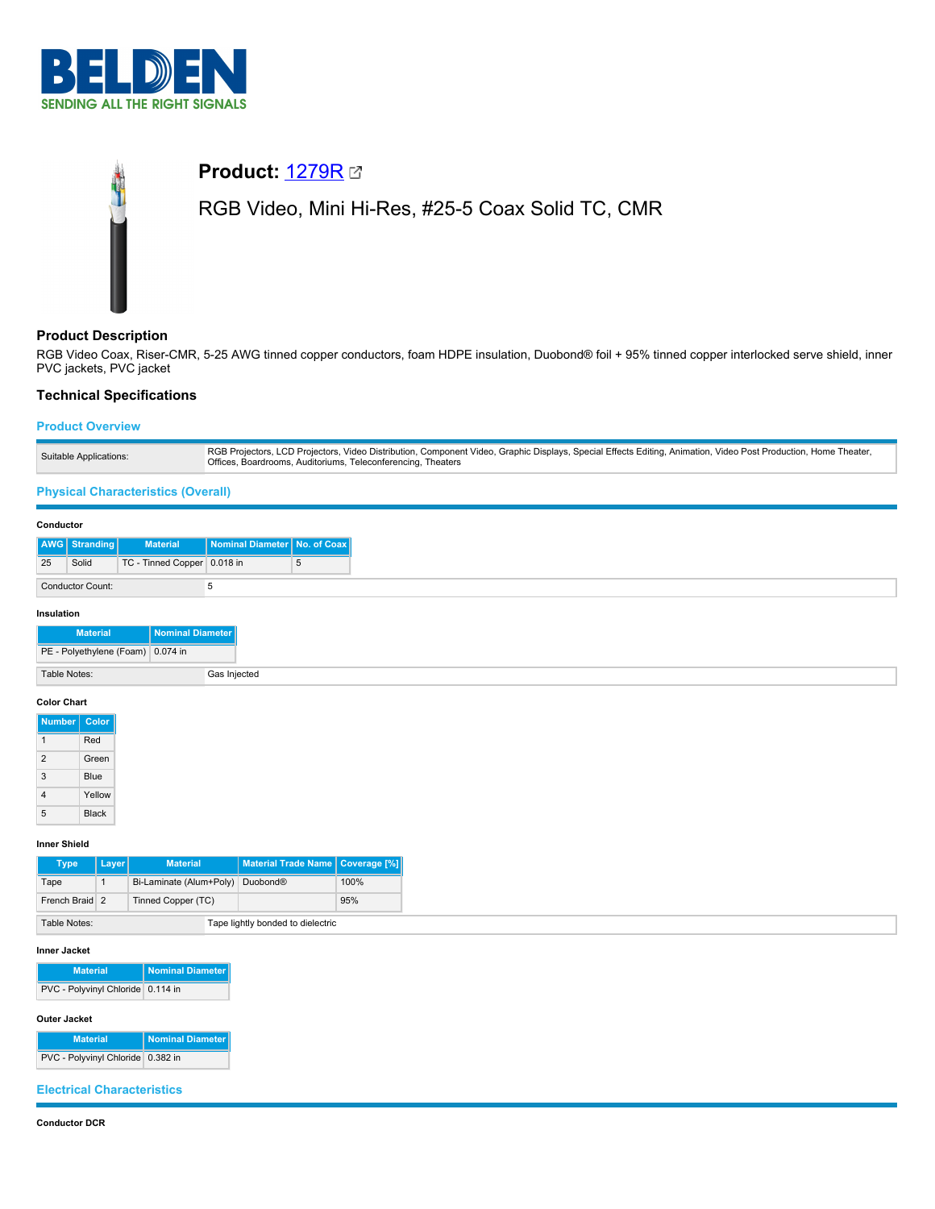BELDEN
SENDING ALL THE RIGHT SIGNALS

# Product: 1279R

RGB Video, Mini Hi-Res, #25-5 Coax Solid TC, CMR

## Product Description

RGB Video Coax, Riser-CMR, 5-25 AWG tinned copper conductors, foam HDPE insulation, Duobond® foil + 95% tinned copper interlocked serve shield, inner PVC jackets, PVC jacket

## Technical Specifications

### Product Overview

| | |
|---|---|
| Suitable Applications: | RGB Projectors, LCD Projectors, Video Distribution, Component Video, Graphic Displays, Special Effects Editing, Animation, Video Post Production, Home Theater, Offices, Boardrooms, Auditoriums, Teleconferencing, Theaters |

### Physical Characteristics (Overall)

**Conductor**

| AWG | Stranding | Material | Nominal Diameter | No. of Coax |
|---|---|---|---|---|
| 25 | Solid | TC - Tinned Copper | 0.018 in | 5 |

| | |
|---|---|
| Conductor Count: | 5 |

**Insulation**

| Material | Nominal Diameter |
|---|---|
| PE - Polyethylene (Foam) | 0.074 in |

| | |
|---|---|
| Table Notes: | Gas Injected |

**Color Chart**

| Number | Color |
|---|---|
| 1 | Red |
| 2 | Green |
| 3 | Blue |
| 4 | Yellow |
| 5 | Black |

**Inner Shield**

| Type | Layer | Material | Material Trade Name | Coverage [%] |
|---|---|---|---|---|
| Tape | 1 | Bi-Laminate (Alum+Poly) | Duobond® | 100% |
| French Braid | 2 | Tinned Copper (TC) | | 95% |

| | |
|---|---|
| Table Notes: | Tape lightly bonded to dielectric |

**Inner Jacket**

| Material | Nominal Diameter |
|---|---|
| PVC - Polyvinyl Chloride | 0.114 in |

**Outer Jacket**

| Material | Nominal Diameter |
|---|---|
| PVC - Polyvinyl Chloride | 0.382 in |

### Electrical Characteristics

**Conductor DCR**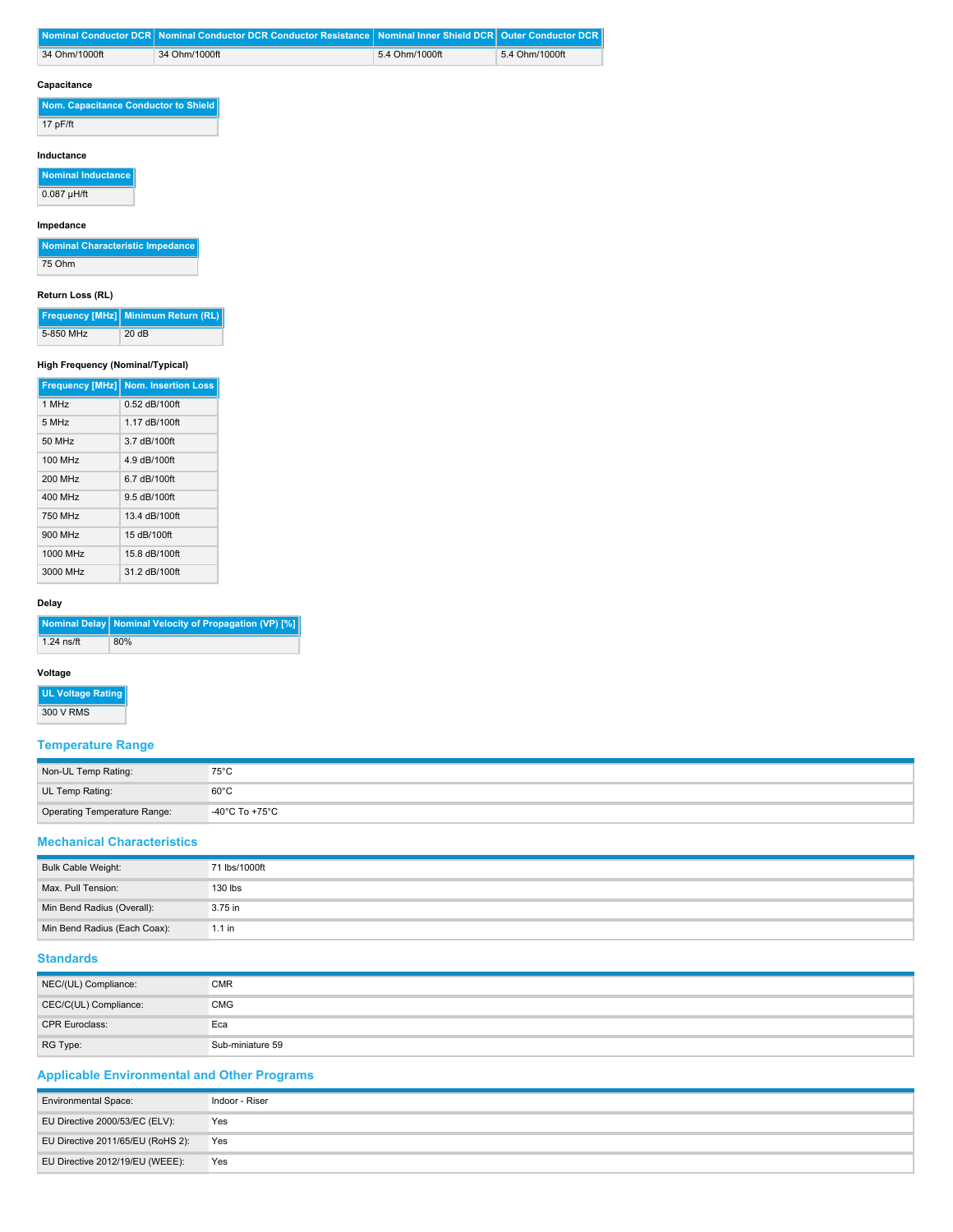| Nominal Conductor DCR | Nominal Conductor DCR Conductor Resistance | Nominal Inner Shield DCR | Outer Conductor DCR |
|---|---|---|---|
| 34 Ohm/1000ft | 34 Ohm/1000ft | 5.4 Ohm/1000ft | 5.4 Ohm/1000ft |

#### Capacitance

| Nom. Capacitance Conductor to Shield |
|---|
| 17 pF/ft |

#### Inductance

| Nominal Inductance |
|---|
| 0.087 µH/ft |

#### Impedance

| Nominal Characteristic Impedance |
|---|
| 75 Ohm |

#### Return Loss (RL)

| Frequency [MHz] | Minimum Return (RL) |
|---|---|
| 5-850 MHz | 20 dB |

#### High Frequency (Nominal/Typical)

| Frequency [MHz] | Nom. Insertion Loss |
|---|---|
| 1 MHz | 0.52 dB/100ft |
| 5 MHz | 1.17 dB/100ft |
| 50 MHz | 3.7 dB/100ft |
| 100 MHz | 4.9 dB/100ft |
| 200 MHz | 6.7 dB/100ft |
| 400 MHz | 9.5 dB/100ft |
| 750 MHz | 13.4 dB/100ft |
| 900 MHz | 15 dB/100ft |
| 1000 MHz | 15.8 dB/100ft |
| 3000 MHz | 31.2 dB/100ft |

#### Delay

| Nominal Delay | Nominal Velocity of Propagation (VP) [%] |
|---|---|
| 1.24 ns/ft | 80% |

#### Voltage

| UL Voltage Rating |
|---|
| 300 V RMS |

## Temperature Range

| | |
|---|---|
| Non-UL Temp Rating: | 75°C |
| UL Temp Rating: | 60°C |
| Operating Temperature Range: | -40°C To +75°C |

## Mechanical Characteristics

| | |
|---|---|
| Bulk Cable Weight: | 71 lbs/1000ft |
| Max. Pull Tension: | 130 lbs |
| Min Bend Radius (Overall): | 3.75 in |
| Min Bend Radius (Each Coax): | 1.1 in |

## Standards

| | |
|---|---|
| NEC/(UL) Compliance: | CMR |
| CEC/C(UL) Compliance: | CMG |
| CPR Euroclass: | Eca |
| RG Type: | Sub-miniature 59 |

## Applicable Environmental and Other Programs

| | |
|---|---|
| Environmental Space: | Indoor - Riser |
| EU Directive 2000/53/EC (ELV): | Yes |
| EU Directive 2011/65/EU (RoHS 2): | Yes |
| EU Directive 2012/19/EU (WEEE): | Yes |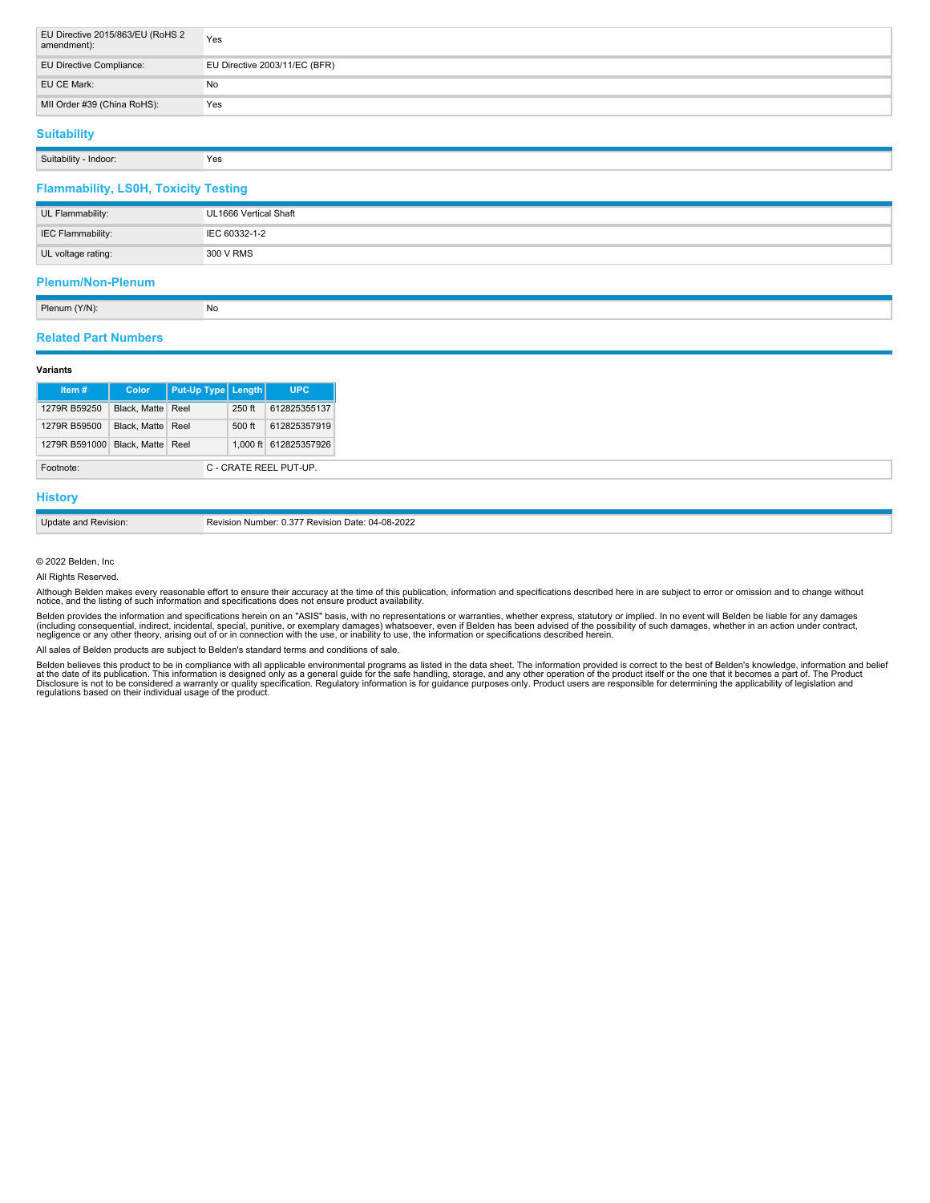| | |
|---|---|
| EU Directive 2015/863/EU (RoHS 2 amendment): | Yes |
| EU Directive Compliance: | EU Directive 2003/11/EC (BFR) |
| EU CE Mark: | No |
| MII Order #39 (China RoHS): | Yes |

## Suitability

| | |
|---|---|
| Suitability - Indoor: | Yes |

## Flammability, LS0H, Toxicity Testing

| | |
|---|---|
| UL Flammability: | UL1666 Vertical Shaft |
| IEC Flammability: | IEC 60332-1-2 |
| UL voltage rating: | 300 V RMS |

## Plenum/Non-Plenum

| | |
|---|---|
| Plenum (Y/N): | No |

## Related Part Numbers

**Variants**

| Item # | Color | Put-Up Type | Length | UPC |
|---|---|---|---|---|
| 1279R B59250 | Black, Matte | Reel | 250 ft | 612825355137 |
| 1279R B59500 | Black, Matte | Reel | 500 ft | 612825357919 |
| 1279R B591000 | Black, Matte | Reel | 1,000 ft | 612825357926 |

| | |
|---|---|
| Footnote: | C - CRATE REEL PUT-UP. |

## History

| | |
|---|---|
| Update and Revision: | Revision Number: 0.377 Revision Date: 04-08-2022 |

© 2022 Belden, Inc

All Rights Reserved.

Although Belden makes every reasonable effort to ensure their accuracy at the time of this publication, information and specifications described here in are subject to error or omission and to change without notice, and the listing of such information and specifications does not ensure product availability.

Belden provides the information and specifications herein on an "ASIS" basis, with no representations or warranties, whether express, statutory or implied. In no event will Belden be liable for any damages (including consequential, indirect, incidental, special, punitive, or exemplary damages) whatsoever, even if Belden has been advised of the possibility of such damages, whether in an action under contract, negligence or any other theory, arising out of or in connection with the use, or inability to use, the information or specifications described herein.

All sales of Belden products are subject to Belden's standard terms and conditions of sale.

Belden believes this product to be in compliance with all applicable environmental programs as listed in the data sheet. The information provided is correct to the best of Belden's knowledge, information and belief at the date of its publication. This information is designed only as a general guide for the safe handling, storage, and any other operation of the product itself or the one that it becomes a part of. The Product Disclosure is not to be considered a warranty or quality specification. Regulatory information is for guidance purposes only. Product users are responsible for determining the applicability of legislation and regulations based on their individual usage of the product.